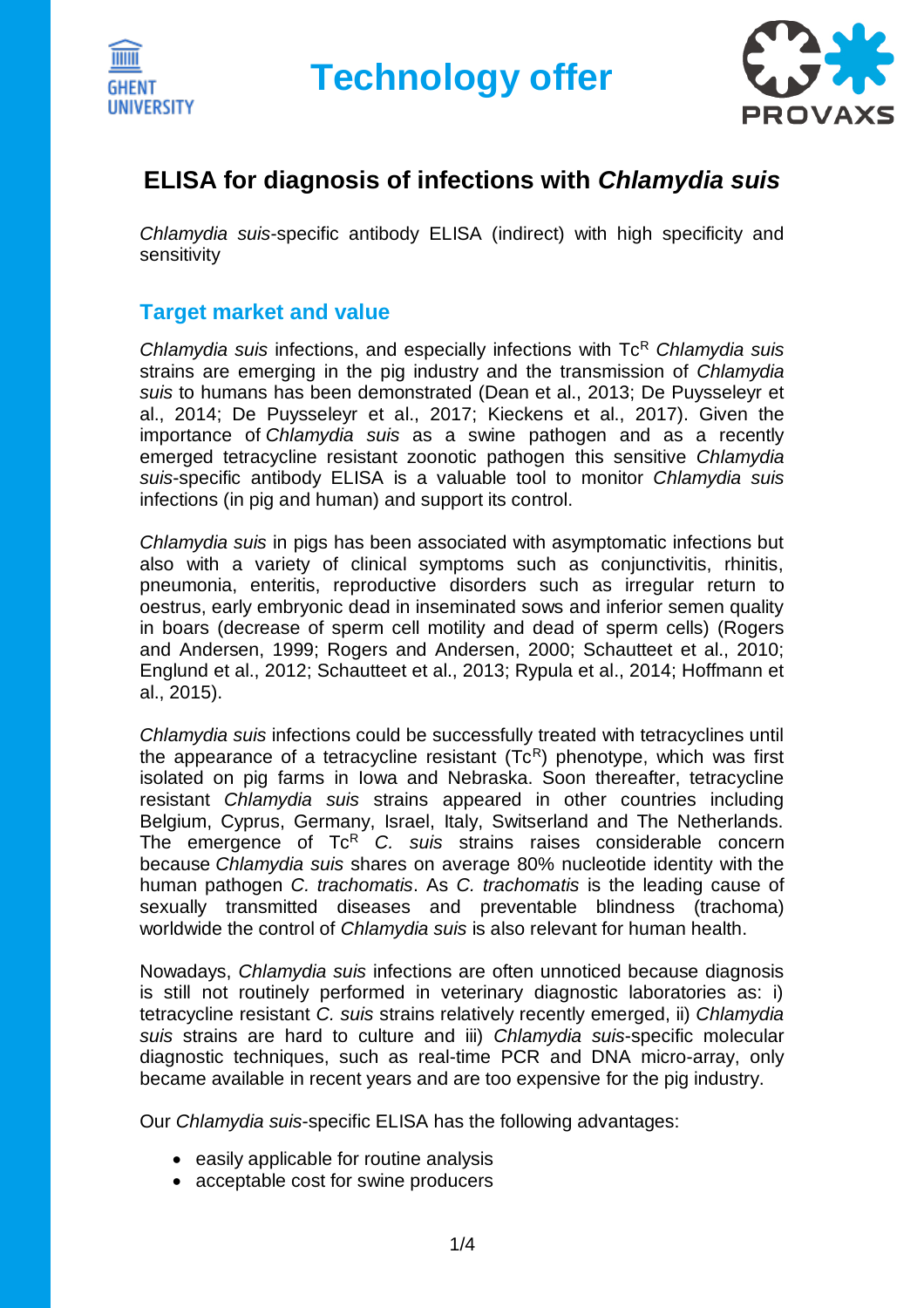# Technology offer

## ELISA for diagnosis of infections with *Chlamydia suis*

*Chlamydia suis*-specific antibody ELISA (indirect) with high specificity and sensitivity

### Target market and value

*Chlamydia suis* infections, and especially infections with $Tc^R$ *Chlamydia suis* strains are emerging in the pig industry and the transmission of *Chlamydia suis* to humans has been demonstrated (Dean et al., 2013; De Puysseleyr et al., 2014; De Puysseleyr et al., 2017; Kieckens et al., 2017). Given the importance of *Chlamydia suis* as a swine pathogen and as a recently emerged tetracycline resistant zoonotic pathogen this sensitive *Chlamydia suis*-specific antibody ELISA is a valuable tool to monitor *Chlamydia suis* infections (in pig and human) and support its control.

*Chlamydia suis* in pigs has been associated with asymptomatic infections but also with a variety of clinical symptoms such as conjunctivitis, rhinitis, pneumonia, enteritis, reproductive disorders such as irregular return to oestrus, early embryonic dead in inseminated sows and inferior semen quality in boars (decrease of sperm cell motility and dead of sperm cells) (Rogers and Andersen, 1999; Rogers and Andersen, 2000; Schautteet et al., 2010; Englund et al., 2012; Schautteet et al., 2013; Rypula et al., 2014; Hoffmann et al., 2015).

*Chlamydia suis* infections could be successfully treated with tetracyclines until the appearance of a tetracycline resistant ($Tc^R$) phenotype, which was first isolated on pig farms in Iowa and Nebraska. Soon thereafter, tetracycline resistant *Chlamydia suis* strains appeared in other countries including Belgium, Cyprus, Germany, Israel, Italy, Switzerland and The Netherlands. The emergence of $Tc^R$ *C. suis* strains raises considerable concern because *Chlamydia suis* shares on average 80% nucleotide identity with the human pathogen *C. trachomatis*. As *C. trachomatis* is the leading cause of sexually transmitted diseases and preventable blindness (trachoma) worldwide the control of *Chlamydia suis* is also relevant for human health.

Nowadays, *Chlamydia suis* infections are often unnoticed because diagnosis is still not routinely performed in veterinary diagnostic laboratories as: i) tetracycline resistant *C. suis* strains relatively recently emerged, ii) *Chlamydia suis* strains are hard to culture and iii) *Chlamydia suis*-specific molecular diagnostic techniques, such as real-time PCR and DNA micro-array, only became available in recent years and are too expensive for the pig industry.

Our *Chlamydia suis*-specific ELISA has the following advantages:

- easily applicable for routine analysis
- acceptable cost for swine producers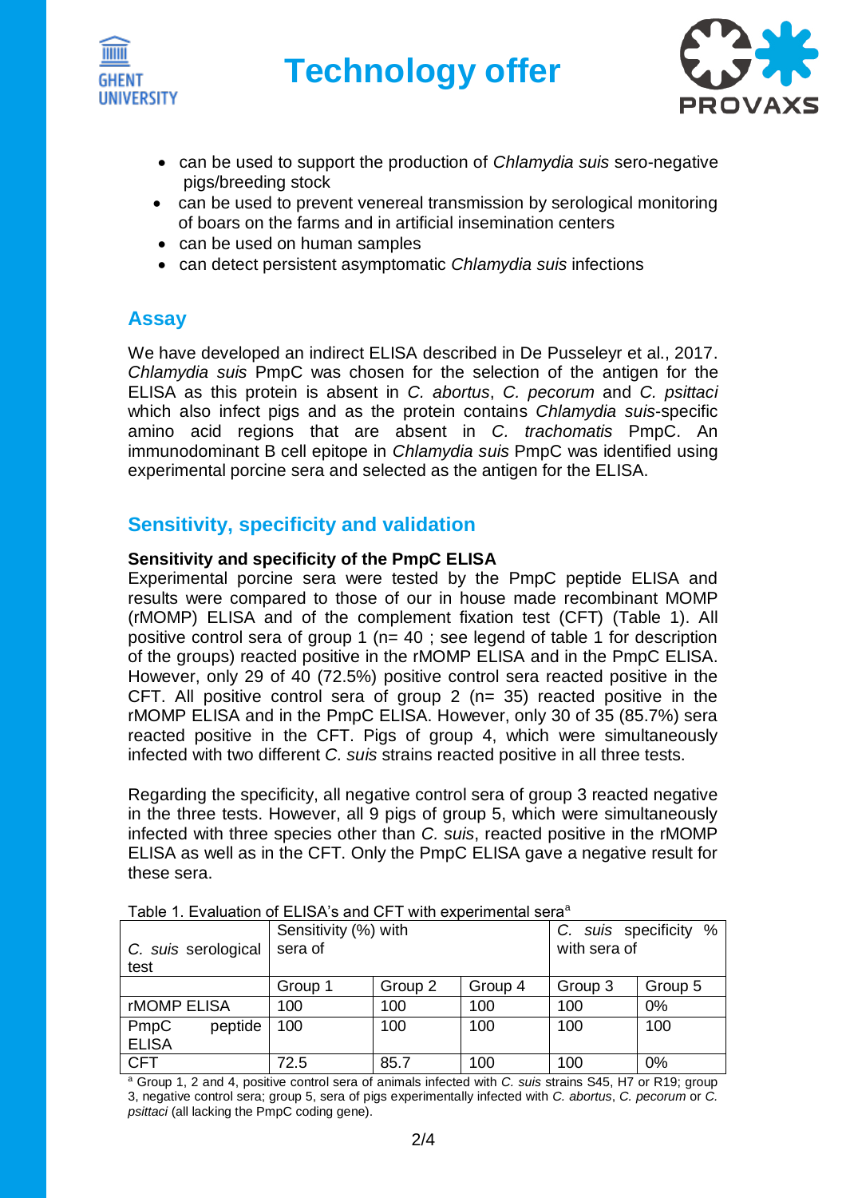- can be used to support the production of *Chlamydia suis* sero-negative pigs/breeding stock
- can be used to prevent venereal transmission by serological monitoring of boars on the farms and in artificial insemination centers
- can be used on human samples
- can detect persistent asymptomatic *Chlamydia suis* infections

## Assay

We have developed an indirect ELISA described in De Pusseleyr et al., 2017. *Chlamydia suis* PmpC was chosen for the selection of the antigen for the ELISA as this protein is absent in *C. abortus*, *C. pecorum* and *C. psittaci* which also infect pigs and as the protein contains *Chlamydia suis*-specific amino acid regions that are absent in *C. trachomatis* PmpC. An immunodominant B cell epitope in *Chlamydia suis* PmpC was identified using experimental porcine sera and selected as the antigen for the ELISA.

## Sensitivity, specificity and validation

**Sensitivity and specificity of the PmpC ELISA**

Experimental porcine sera were tested by the PmpC peptide ELISA and results were compared to those of our in house made recombinant MOMP (rMOMP) ELISA and of the complement fixation test (CFT) (Table 1). All positive control sera of group 1 (n= 40 ; see legend of table 1 for description of the groups) reacted positive in the rMOMP ELISA and in the PmpC ELISA. However, only 29 of 40 (72.5%) positive control sera reacted positive in the CFT. All positive control sera of group 2 (n= 35) reacted positive in the rMOMP ELISA and in the PmpC ELISA. However, only 30 of 35 (85.7%) sera reacted positive in the CFT. Pigs of group 4, which were simultaneously infected with two different *C. suis* strains reacted positive in all three tests.

Regarding the specificity, all negative control sera of group 3 reacted negative in the three tests. However, all 9 pigs of group 5, which were simultaneously infected with three species other than *C. suis*, reacted positive in the rMOMP ELISA as well as in the CFT. Only the PmpC ELISA gave a negative result for these sera.

Table 1. Evaluation of ELISA's and CFT with experimental sera[a]

| *C. suis* serological test | Sensitivity (%) with sera of | | | *C. suis* specificity % with sera of | |
|---|---|---|---|---|---|
| | Group 1 | Group 2 | Group 4 | Group 3 | Group 5 |
| rMOMP ELISA | 100 | 100 | 100 | 100 | 0% |
| PmpC peptide ELISA | 100 | 100 | 100 | 100 | 100 |
| CFT | 72.5 | 85.7 | 100 | 100 | 0% |

[a] Group 1, 2 and 4, positive control sera of animals infected with *C. suis* strains S45, H7 or R19; group 3, negative control sera; group 5, sera of pigs experimentally infected with *C. abortus*, *C. pecorum* or *C. psittaci* (all lacking the PmpC coding gene).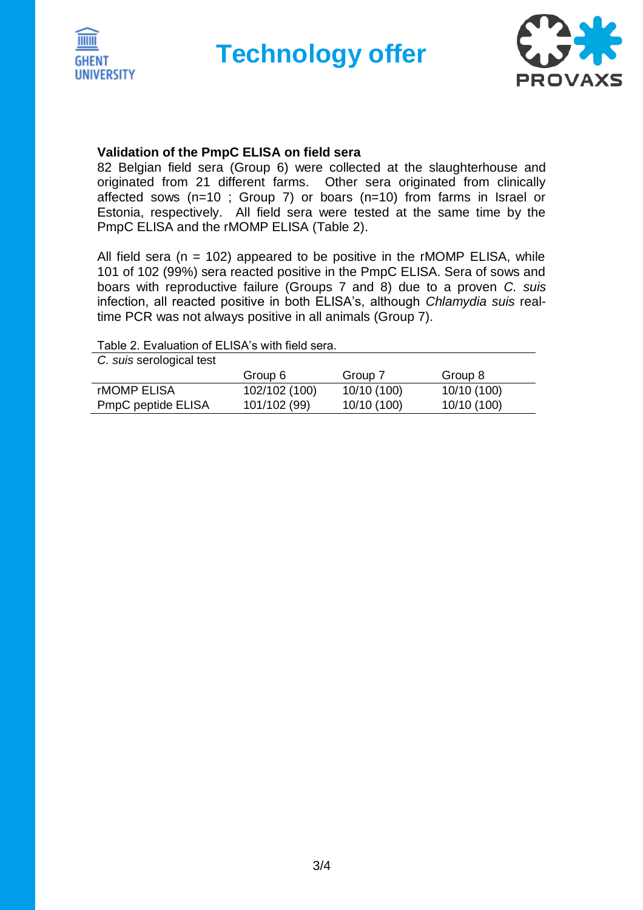### Validation of the PmpC ELISA on field sera

82 Belgian field sera (Group 6) were collected at the slaughterhouse and originated from 21 different farms. Other sera originated from clinically affected sows (n=10 ; Group 7) or boars (n=10) from farms in Israel or Estonia, respectively. All field sera were tested at the same time by the PmpC ELISA and the rMOMP ELISA (Table 2).

All field sera (n = 102) appeared to be positive in the rMOMP ELISA, while 101 of 102 (99%) sera reacted positive in the PmpC ELISA. Sera of sows and boars with reproductive failure (Groups 7 and 8) due to a proven *C. suis* infection, all reacted positive in both ELISA's, although *Chlamydia suis* real-time PCR was not always positive in all animals (Group 7).

Table 2. Evaluation of ELISA's with field sera.

| *C. suis* serological test | Group 6 | Group 7 | Group 8 |
|---|---|---|---|
| rMOMP ELISA | 102/102 (100) | 10/10 (100) | 10/10 (100) |
| PmpC peptide ELISA | 101/102 (99) | 10/10 (100) | 10/10 (100) |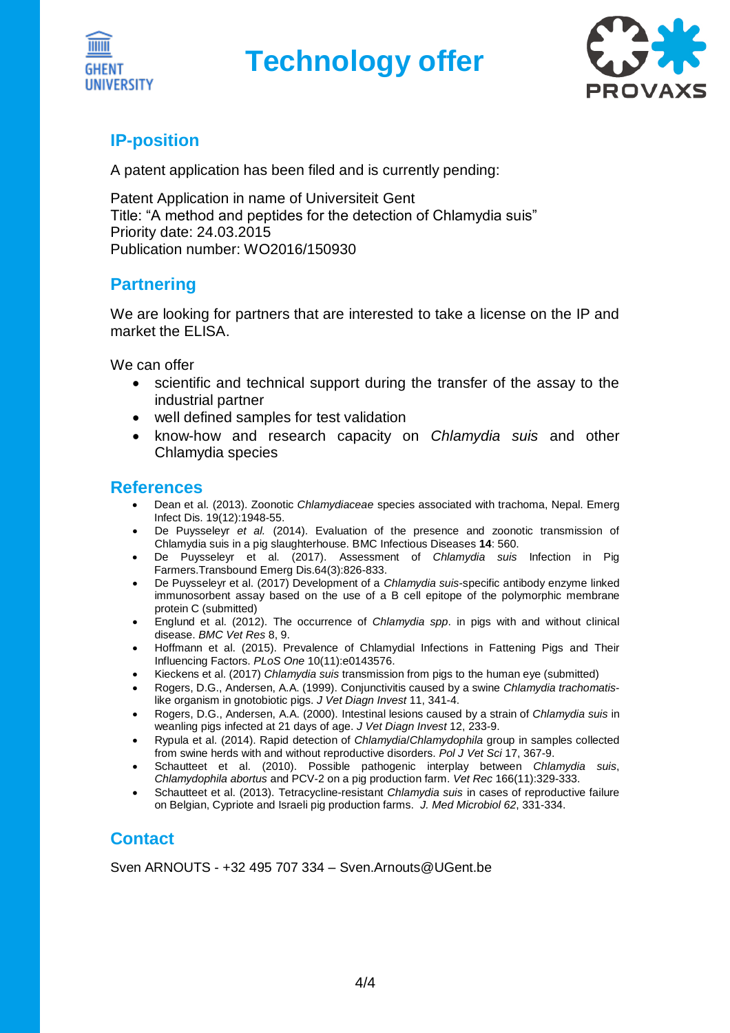# Technology offer

## IP-position

A patent application has been filed and is currently pending:

Patent Application in name of Universiteit Gent
Title: "A method and peptides for the detection of Chlamydia suis"
Priority date: 24.03.2015
Publication number: WO2016/150930

## Partnering

We are looking for partners that are interested to take a license on the IP and market the ELISA.

We can offer

- scientific and technical support during the transfer of the assay to the industrial partner
- well defined samples for test validation
- know-how and research capacity on *Chlamydia suis* and other Chlamydia species

## References

- Dean et al. (2013). Zoonotic *Chlamydiaceae* species associated with trachoma, Nepal. Emerg Infect Dis. 19(12):1948-55.
- De Puysseleyr *et al.* (2014). Evaluation of the presence and zoonotic transmission of Chlamydia suis in a pig slaughterhouse. BMC Infectious Diseases **14**: 560.
- De Puysseleyr et al. (2017). Assessment of *Chlamydia suis* Infection in Pig Farmers.Transbound Emerg Dis.64(3):826-833.
- De Puysseleyr et al. (2017) Development of a *Chlamydia suis*-specific antibody enzyme linked immunosorbent assay based on the use of a B cell epitope of the polymorphic membrane protein C (submitted)
- Englund et al. (2012). The occurrence of *Chlamydia spp*. in pigs with and without clinical disease. *BMC Vet Res* 8, 9.
- Hoffmann et al. (2015). Prevalence of Chlamydial Infections in Fattening Pigs and Their Influencing Factors. *PLoS One* 10(11):e0143576.
- Kieckens et al. (2017) *Chlamydia suis* transmission from pigs to the human eye (submitted)
- Rogers, D.G., Andersen, A.A. (1999). Conjunctivitis caused by a swine *Chlamydia trachomatis*-like organism in gnotobiotic pigs. *J Vet Diagn Invest* 11, 341-4.
- Rogers, D.G., Andersen, A.A. (2000). Intestinal lesions caused by a strain of *Chlamydia suis* in weanling pigs infected at 21 days of age. *J Vet Diagn Invest* 12, 233-9.
- Rypula et al. (2014). Rapid detection of *Chlamydia*/*Chlamydophila* group in samples collected from swine herds with and without reproductive disorders. *Pol J Vet Sci* 17, 367-9.
- Schautteet et al. (2010). Possible pathogenic interplay between *Chlamydia suis*, *Chlamydophila abortus* and PCV-2 on a pig production farm. *Vet Rec* 166(11):329-333.
- Schautteet et al. (2013). Tetracycline-resistant *Chlamydia suis* in cases of reproductive failure on Belgian, Cypriote and Israeli pig production farms. *J. Med Microbiol 62*, 331-334.

## Contact

Sven ARNOUTS - +32 495 707 334 – Sven.Arnouts@UGent.be